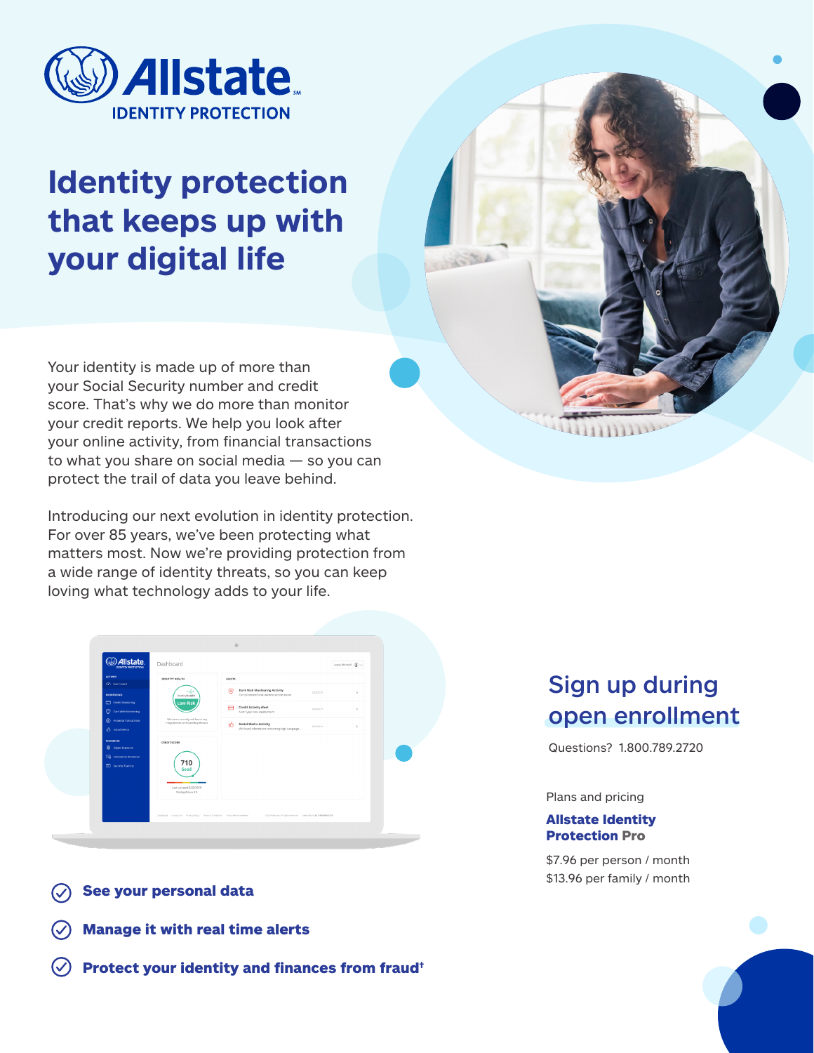# Allstate Identity Protection

# Identity protection that keeps up with your digital life

Your identity is made up of more than your Social Security number and credit score. That's why we do more than monitor your credit reports. We help you look after your online activity, from financial transactions to what you share on social media — so you can protect the trail of data you leave behind.

Introducing our next evolution in identity protection. For over 85 years, we've been protecting what matters most. Now we're providing protection from a wide range of identity threats, so you can keep loving what technology adds to your life.

- **See your personal data**
- **Manage it with real time alerts**
- **Protect your identity and finances from fraud†**

## Sign up during open enrollment

Questions? 1.800.789.2720

Plans and pricing

**Allstate Identity Protection Pro**

$7.96 per person / month
$13.96 per family / month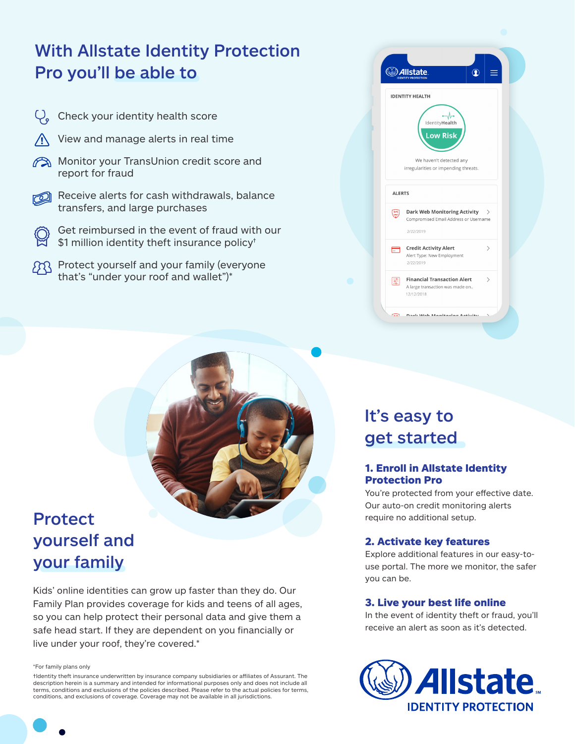# With Allstate Identity Protection Pro you'll be able to

- Check your identity health score
- View and manage alerts in real time
- Monitor your TransUnion credit score and report for fraud
- Receive alerts for cash withdrawals, balance transfers, and large purchases
- Get reimbursed in the event of fraud with our $1 million identity theft insurance policy†
- Protect yourself and your family (everyone that's "under your roof and wallet")*

## Protect yourself and your family

Kids' online identities can grow up faster than they do. Our Family Plan provides coverage for kids and teens of all ages, so you can help protect their personal data and give them a safe head start. If they are dependent on you financially or live under your roof, they're covered.*

## It's easy to get started

### 1. Enroll in Allstate Identity Protection Pro

You're protected from your effective date. Our auto-on credit monitoring alerts require no additional setup.

### 2. Activate key features

Explore additional features in our easy-to-use portal. The more we monitor, the safer you can be.

### 3. Live your best life online

In the event of identity theft or fraud, you'll receive an alert as soon as it's detected.

*For family plans only

†Identity theft insurance underwritten by insurance company subsidiaries or affiliates of Assurant. The description herein is a summary and intended for informational purposes only and does not include all terms, conditions and exclusions of the policies described. Please refer to the actual policies for terms, conditions, and exclusions of coverage. Coverage may not be available in all jurisdictions.

Allstate℠ IDENTITY PROTECTION